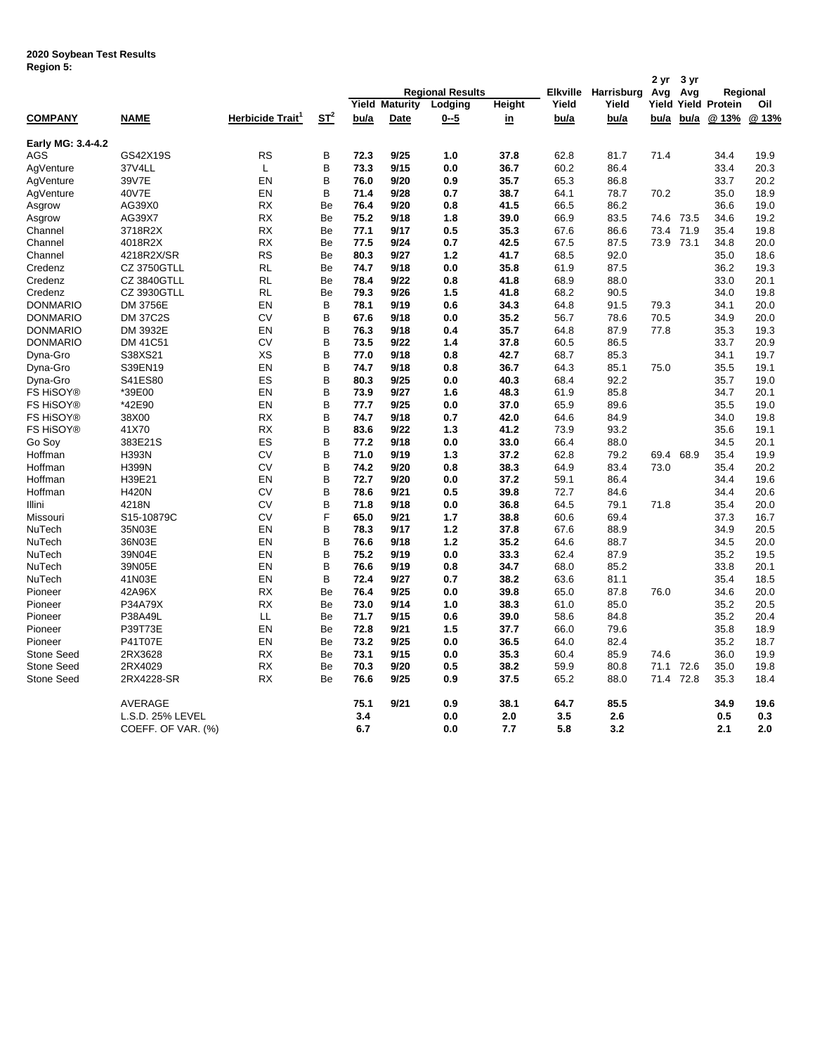**2020 Soybean Test Results**
**Region 5:**

| COMPANY | NAME | Herbicide Trait[1] | ST[2] | Regional Results Yield bu/a | Regional Results Maturity Date | Regional Results Lodging 0--5 | Regional Results Height in | Elkville Yield bu/a | Harrisburg Yield bu/a | 2 yr Avg Yield bu/a | 3 yr Avg Yield bu/a | Regional Protein @ 13% | Regional Oil @ 13% |
|---|---|---|---|---|---|---|---|---|---|---|---|---|---|
| **Early MG: 3.4-4.2** | | | | | | | | | | | | | |
| AGS | GS42X19S | RS | B | **72.3** | **9/25** | **1.0** | **37.8** | 62.8 | 81.7 | 71.4 | | 34.4 | 19.9 |
| AgVenture | 37V4LL | L | B | **73.3** | **9/15** | **0.0** | **36.7** | 60.2 | 86.4 | | | 33.4 | 20.3 |
| AgVenture | 39V7E | EN | B | **76.0** | **9/20** | **0.9** | **35.7** | 65.3 | 86.8 | | | 33.7 | 20.2 |
| AgVenture | 40V7E | EN | B | **71.4** | **9/28** | **0.7** | **38.7** | 64.1 | 78.7 | 70.2 | | 35.0 | 18.9 |
| Asgrow | AG39X0 | RX | Be | **76.4** | **9/20** | **0.8** | **41.5** | 66.5 | 86.2 | | | 36.6 | 19.0 |
| Asgrow | AG39X7 | RX | Be | **75.2** | **9/18** | **1.8** | **39.0** | 66.9 | 83.5 | 74.6 | 73.5 | 34.6 | 19.2 |
| Channel | 3718R2X | RX | Be | **77.1** | **9/17** | **0.5** | **35.3** | 67.6 | 86.6 | 73.4 | 71.9 | 35.4 | 19.8 |
| Channel | 4018R2X | RX | Be | **77.5** | **9/24** | **0.7** | **42.5** | 67.5 | 87.5 | 73.9 | 73.1 | 34.8 | 20.0 |
| Channel | 4218R2X/SR | RS | Be | **80.3** | **9/27** | **1.2** | **41.7** | 68.5 | 92.0 | | | 35.0 | 18.6 |
| Credenz | CZ 3750GTLL | RL | Be | **74.7** | **9/18** | **0.0** | **35.8** | 61.9 | 87.5 | | | 36.2 | 19.3 |
| Credenz | CZ 3840GTLL | RL | Be | **78.4** | **9/22** | **0.8** | **41.8** | 68.9 | 88.0 | | | 33.0 | 20.1 |
| Credenz | CZ 3930GTLL | RL | Be | **79.3** | **9/26** | **1.5** | **41.8** | 68.2 | 90.5 | | | 34.0 | 19.8 |
| DONMARIO | DM 3756E | EN | B | **78.1** | **9/19** | **0.6** | **34.3** | 64.8 | 91.5 | 79.3 | | 34.1 | 20.0 |
| DONMARIO | DM 37C2S | CV | B | **67.6** | **9/18** | **0.0** | **35.2** | 56.7 | 78.6 | 70.5 | | 34.9 | 20.0 |
| DONMARIO | DM 3932E | EN | B | **76.3** | **9/18** | **0.4** | **35.7** | 64.8 | 87.9 | 77.8 | | 35.3 | 19.3 |
| DONMARIO | DM 41C51 | CV | B | **73.5** | **9/22** | **1.4** | **37.8** | 60.5 | 86.5 | | | 33.7 | 20.9 |
| Dyna-Gro | S38XS21 | XS | B | **77.0** | **9/18** | **0.8** | **42.7** | 68.7 | 85.3 | | | 34.1 | 19.7 |
| Dyna-Gro | S39EN19 | EN | B | **74.7** | **9/18** | **0.8** | **36.7** | 64.3 | 85.1 | 75.0 | | 35.5 | 19.1 |
| Dyna-Gro | S41ES80 | ES | B | **80.3** | **9/25** | **0.0** | **40.3** | 68.4 | 92.2 | | | 35.7 | 19.0 |
| FS HiSOY® | *39E00 | EN | B | **73.9** | **9/27** | **1.6** | **48.3** | 61.9 | 85.8 | | | 34.7 | 20.1 |
| FS HiSOY® | *42E90 | EN | B | **77.7** | **9/25** | **0.0** | **37.0** | 65.9 | 89.6 | | | 35.5 | 19.0 |
| FS HiSOY® | 38X00 | RX | B | **74.7** | **9/18** | **0.7** | **42.0** | 64.6 | 84.9 | | | 34.0 | 19.8 |
| FS HiSOY® | 41X70 | RX | B | **83.6** | **9/22** | **1.3** | **41.2** | 73.9 | 93.2 | | | 35.6 | 19.1 |
| Go Soy | 383E21S | ES | B | **77.2** | **9/18** | **0.0** | **33.0** | 66.4 | 88.0 | | | 34.5 | 20.1 |
| Hoffman | H393N | CV | B | **71.0** | **9/19** | **1.3** | **37.2** | 62.8 | 79.2 | 69.4 | 68.9 | 35.4 | 19.9 |
| Hoffman | H399N | CV | B | **74.2** | **9/20** | **0.8** | **38.3** | 64.9 | 83.4 | 73.0 | | 35.4 | 20.2 |
| Hoffman | H39E21 | EN | B | **72.7** | **9/20** | **0.0** | **37.2** | 59.1 | 86.4 | | | 34.4 | 19.6 |
| Hoffman | H420N | CV | B | **78.6** | **9/21** | **0.5** | **39.8** | 72.7 | 84.6 | | | 34.4 | 20.6 |
| Illini | 4218N | CV | B | **71.8** | **9/18** | **0.0** | **36.8** | 64.5 | 79.1 | 71.8 | | 35.4 | 20.0 |
| Missouri | S15-10879C | CV | F | **65.0** | **9/21** | **1.7** | **38.8** | 60.6 | 69.4 | | | 37.3 | 16.7 |
| NuTech | 35N03E | EN | B | **78.3** | **9/17** | **1.2** | **37.8** | 67.6 | 88.9 | | | 34.9 | 20.5 |
| NuTech | 36N03E | EN | B | **76.6** | **9/18** | **1.2** | **35.2** | 64.6 | 88.7 | | | 34.5 | 20.0 |
| NuTech | 39N04E | EN | B | **75.2** | **9/19** | **0.0** | **33.3** | 62.4 | 87.9 | | | 35.2 | 19.5 |
| NuTech | 39N05E | EN | B | **76.6** | **9/19** | **0.8** | **34.7** | 68.0 | 85.2 | | | 33.8 | 20.1 |
| NuTech | 41N03E | EN | B | **72.4** | **9/27** | **0.7** | **38.2** | 63.6 | 81.1 | | | 35.4 | 18.5 |
| Pioneer | 42A96X | RX | Be | **76.4** | **9/25** | **0.0** | **39.8** | 65.0 | 87.8 | 76.0 | | 34.6 | 20.0 |
| Pioneer | P34A79X | RX | Be | **73.0** | **9/14** | **1.0** | **38.3** | 61.0 | 85.0 | | | 35.2 | 20.5 |
| Pioneer | P38A49L | LL | Be | **71.7** | **9/15** | **0.6** | **39.0** | 58.6 | 84.8 | | | 35.2 | 20.4 |
| Pioneer | P39T73E | EN | Be | **72.8** | **9/21** | **1.5** | **37.7** | 66.0 | 79.6 | | | 35.8 | 18.9 |
| Pioneer | P41T07E | EN | Be | **73.2** | **9/25** | **0.0** | **36.5** | 64.0 | 82.4 | | | 35.2 | 18.7 |
| Stone Seed | 2RX3628 | RX | Be | **73.1** | **9/15** | **0.0** | **35.3** | 60.4 | 85.9 | 74.6 | | 36.0 | 19.9 |
| Stone Seed | 2RX4029 | RX | Be | **70.3** | **9/20** | **0.5** | **38.2** | 59.9 | 80.8 | 71.1 | 72.6 | 35.0 | 19.8 |
| Stone Seed | 2RX4228-SR | RX | Be | **76.6** | **9/25** | **0.9** | **37.5** | 65.2 | 88.0 | 71.4 | 72.8 | 35.3 | 18.4 |
| | AVERAGE | | | **75.1** | **9/21** | **0.9** | **38.1** | **64.7** | **85.5** | | | **34.9** | **19.6** |
| | L.S.D. 25% LEVEL | | | **3.4** | | **0.0** | **2.0** | **3.5** | **2.6** | | | **0.5** | **0.3** |
| | COEFF. OF VAR. (%) | | | **6.7** | | **0.0** | **7.7** | **5.8** | **3.2** | | | **2.1** | **2.0** |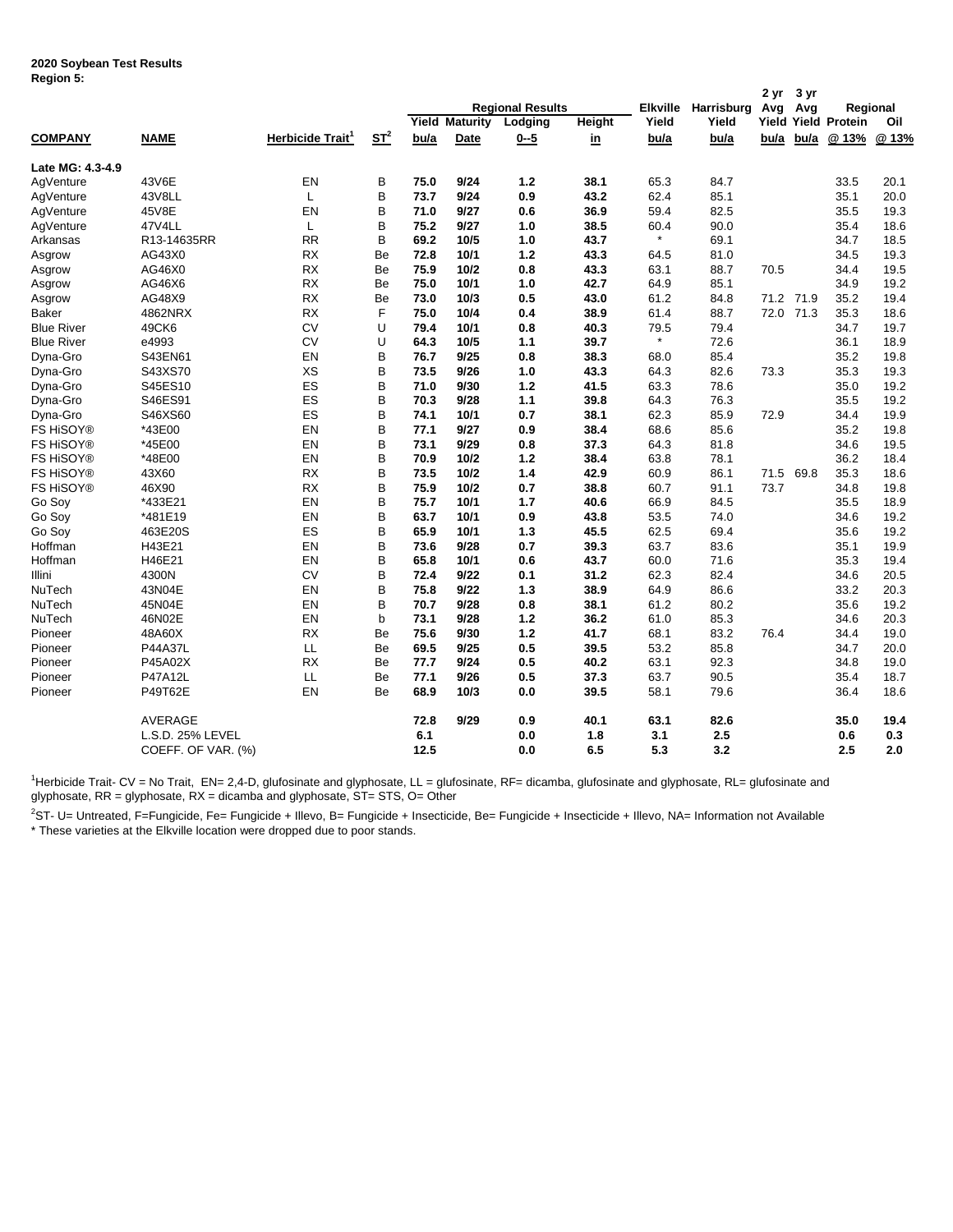**2020 Soybean Test Results**
**Region 5:**

| | | | | Regional Results | | | | Elkville | Harrisburg | 2 yr Avg | 3 yr Avg | Regional | |
|---|---|---|---|---|---|---|---|---|---|---|---|---|---|
| | | | | Yield | Maturity | Lodging | Height | Yield | Yield | Yield | Yield | Protein | Oil |
| **COMPANY** | **NAME** | **Herbicide Trait[1]** | **ST[2]** | **bu/a** | **Date** | **0--5** | **in** | **bu/a** | **bu/a** | **bu/a** | **bu/a** | **@ 13%** | **@ 13%** |
| **Late MG: 4.3-4.9** | | | | | | | | | | | | | |
| AgVenture | 43V6E | EN | B | **75.0** | **9/24** | **1.2** | **38.1** | 65.3 | 84.7 | | | 33.5 | 20.1 |
| AgVenture | 43V8LL | L | B | **73.7** | **9/24** | **0.9** | **43.2** | 62.4 | 85.1 | | | 35.1 | 20.0 |
| AgVenture | 45V8E | EN | B | **71.0** | **9/27** | **0.6** | **36.9** | 59.4 | 82.5 | | | 35.5 | 19.3 |
| AgVenture | 47V4LL | L | B | **75.2** | **9/27** | **1.0** | **38.5** | 60.4 | 90.0 | | | 35.4 | 18.6 |
| Arkansas | R13-14635RR | RR | B | **69.2** | **10/5** | **1.0** | **43.7** | * | 69.1 | | | 34.7 | 18.5 |
| Asgrow | AG43X0 | RX | Be | **72.8** | **10/1** | **1.2** | **43.3** | 64.5 | 81.0 | | | 34.5 | 19.3 |
| Asgrow | AG46X0 | RX | Be | **75.9** | **10/2** | **0.8** | **43.3** | 63.1 | 88.7 | 70.5 | | 34.4 | 19.5 |
| Asgrow | AG46X6 | RX | Be | **75.0** | **10/1** | **1.0** | **42.7** | 64.9 | 85.1 | | | 34.9 | 19.2 |
| Asgrow | AG48X9 | RX | Be | **73.0** | **10/3** | **0.5** | **43.0** | 61.2 | 84.8 | 71.2 | 71.9 | 35.2 | 19.4 |
| Baker | 4862NRX | RX | F | **75.0** | **10/4** | **0.4** | **38.9** | 61.4 | 88.7 | 72.0 | 71.3 | 35.3 | 18.6 |
| Blue River | 49CK6 | CV | U | **79.4** | **10/1** | **0.8** | **40.3** | 79.5 | 79.4 | | | 34.7 | 19.7 |
| Blue River | e4993 | CV | U | **64.3** | **10/5** | **1.1** | **39.7** | * | 72.6 | | | 36.1 | 18.9 |
| Dyna-Gro | S43EN61 | EN | B | **76.7** | **9/25** | **0.8** | **38.3** | 68.0 | 85.4 | | | 35.2 | 19.8 |
| Dyna-Gro | S43XS70 | XS | B | **73.5** | **9/26** | **1.0** | **43.3** | 64.3 | 82.6 | 73.3 | | 35.3 | 19.3 |
| Dyna-Gro | S45ES10 | ES | B | **71.0** | **9/30** | **1.2** | **41.5** | 63.3 | 78.6 | | | 35.0 | 19.2 |
| Dyna-Gro | S46ES91 | ES | B | **70.3** | **9/28** | **1.1** | **39.8** | 64.3 | 76.3 | | | 35.5 | 19.2 |
| Dyna-Gro | S46XS60 | ES | B | **74.1** | **10/1** | **0.7** | **38.1** | 62.3 | 85.9 | 72.9 | | 34.4 | 19.9 |
| FS HiSOY® | *43E00 | EN | B | **77.1** | **9/27** | **0.9** | **38.4** | 68.6 | 85.6 | | | 35.2 | 19.8 |
| FS HiSOY® | *45E00 | EN | B | **73.1** | **9/29** | **0.8** | **37.3** | 64.3 | 81.8 | | | 34.6 | 19.5 |
| FS HiSOY® | *48E00 | EN | B | **70.9** | **10/2** | **1.2** | **38.4** | 63.8 | 78.1 | | | 36.2 | 18.4 |
| FS HiSOY® | 43X60 | RX | B | **73.5** | **10/2** | **1.4** | **42.9** | 60.9 | 86.1 | 71.5 | 69.8 | 35.3 | 18.6 |
| FS HiSOY® | 46X90 | RX | B | **75.9** | **10/2** | **0.7** | **38.8** | 60.7 | 91.1 | 73.7 | | 34.8 | 19.8 |
| Go Soy | *433E21 | EN | B | **75.7** | **10/1** | **1.7** | **40.6** | 66.9 | 84.5 | | | 35.5 | 18.9 |
| Go Soy | *481E19 | EN | B | **63.7** | **10/1** | **0.9** | **43.8** | 53.5 | 74.0 | | | 34.6 | 19.2 |
| Go Soy | 463E20S | ES | B | **65.9** | **10/1** | **1.3** | **45.5** | 62.5 | 69.4 | | | 35.6 | 19.2 |
| Hoffman | H43E21 | EN | B | **73.6** | **9/28** | **0.7** | **39.3** | 63.7 | 83.6 | | | 35.1 | 19.9 |
| Hoffman | H46E21 | EN | B | **65.8** | **10/1** | **0.6** | **43.7** | 60.0 | 71.6 | | | 35.3 | 19.4 |
| Illini | 4300N | CV | B | **72.4** | **9/22** | **0.1** | **31.2** | 62.3 | 82.4 | | | 34.6 | 20.5 |
| NuTech | 43N04E | EN | B | **75.8** | **9/22** | **1.3** | **38.9** | 64.9 | 86.6 | | | 33.2 | 20.3 |
| NuTech | 45N04E | EN | B | **70.7** | **9/28** | **0.8** | **38.1** | 61.2 | 80.2 | | | 35.6 | 19.2 |
| NuTech | 46N02E | EN | b | **73.1** | **9/28** | **1.2** | **36.2** | 61.0 | 85.3 | | | 34.6 | 20.3 |
| Pioneer | 48A60X | RX | Be | **75.6** | **9/30** | **1.2** | **41.7** | 68.1 | 83.2 | 76.4 | | 34.4 | 19.0 |
| Pioneer | P44A37L | LL | Be | **69.5** | **9/25** | **0.5** | **39.5** | 53.2 | 85.8 | | | 34.7 | 20.0 |
| Pioneer | P45A02X | RX | Be | **77.7** | **9/24** | **0.5** | **40.2** | 63.1 | 92.3 | | | 34.8 | 19.0 |
| Pioneer | P47A12L | LL | Be | **77.1** | **9/26** | **0.5** | **37.3** | 63.7 | 90.5 | | | 35.4 | 18.7 |
| Pioneer | P49T62E | EN | Be | **68.9** | **10/3** | **0.0** | **39.5** | 58.1 | 79.6 | | | 36.4 | 18.6 |
| | AVERAGE | | | **72.8** | **9/29** | **0.9** | **40.1** | **63.1** | **82.6** | | | **35.0** | **19.4** |
| | L.S.D. 25% LEVEL | | | **6.1** | | **0.0** | **1.8** | **3.1** | **2.5** | | | **0.6** | **0.3** |
| | COEFF. OF VAR. (%) | | | **12.5** | | **0.0** | **6.5** | **5.3** | **3.2** | | | **2.5** | **2.0** |

[1]Herbicide Trait- CV = No Trait, EN= 2,4-D, glufosinate and glyphosate, LL = glufosinate, RF= dicamba, glufosinate and glyphosate, RL= glufosinate and glyphosate, RR = glyphosate, RX = dicamba and glyphosate, ST= STS, O= Other

[2]ST- U= Untreated, F=Fungicide, Fe= Fungicide + Illevo, B= Fungicide + Insecticide, Be= Fungicide + Insecticide + Illevo, NA= Information not Available

\* These varieties at the Elkville location were dropped due to poor stands.